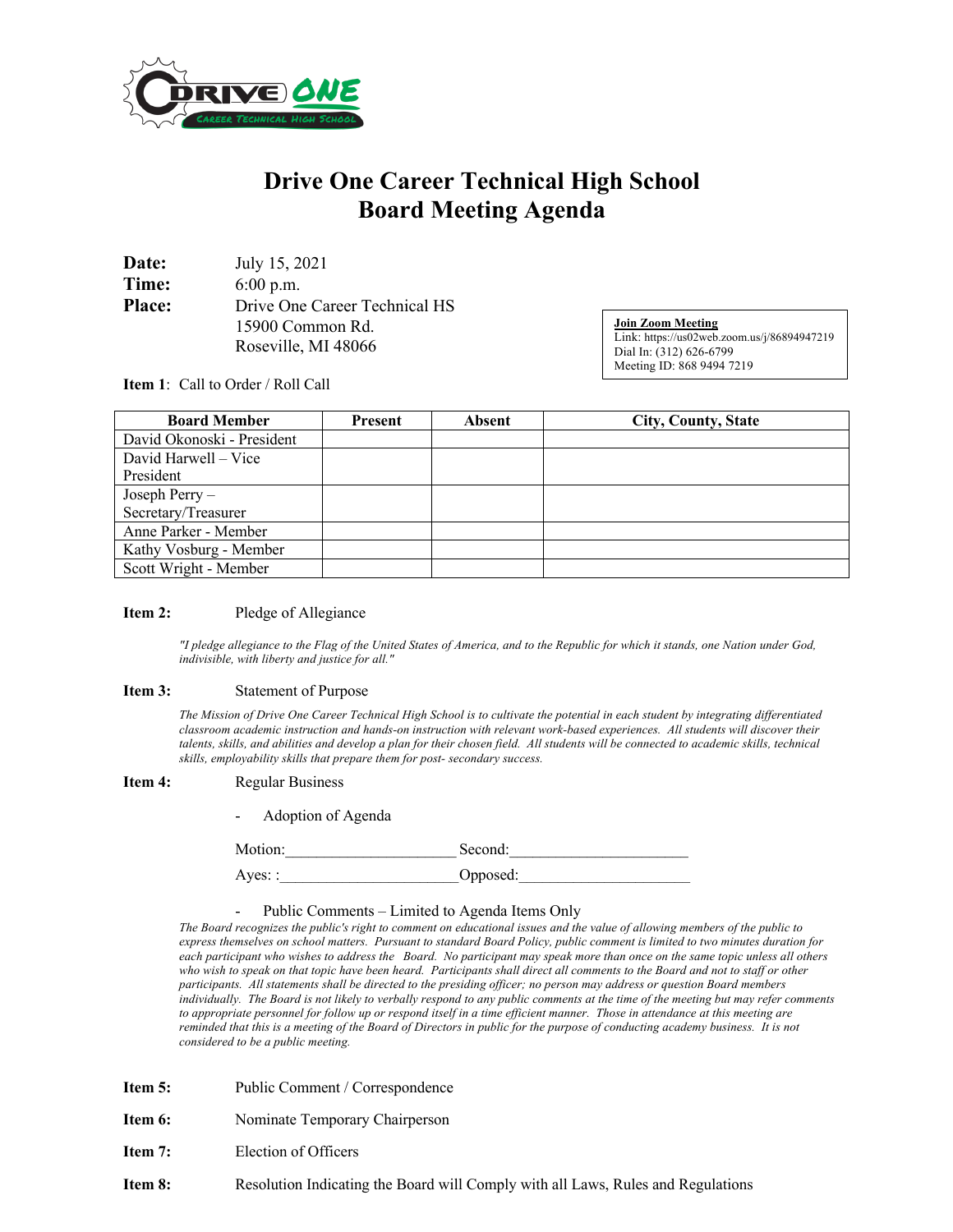# Drive One Career Technical High School
## Board Meeting Agenda

**Date:** July 15, 2021
**Time:** 6:00 p.m.
**Place:** Drive One Career Technical HS
15900 Common Rd.
Roseville, MI 48066

**Join Zoom Meeting**
Link: https://us02web.zoom.us/j/86894947219
Dial In: (312) 626-6799
Meeting ID: 868 9494 7219

**Item 1**: Call to Order / Roll Call

| Board Member | Present | Absent | City, County, State |
|---|---|---|---|
| David Okonoski - President | | | |
| David Harwell – Vice President | | | |
| Joseph Perry – Secretary/Treasurer | | | |
| Anne Parker - Member | | | |
| Kathy Vosburg - Member | | | |
| Scott Wright - Member | | | |

**Item 2:** Pledge of Allegiance

*"I pledge allegiance to the Flag of the United States of America, and to the Republic for which it stands, one Nation under God, indivisible, with liberty and justice for all."*

**Item 3:** Statement of Purpose

*The Mission of Drive One Career Technical High School is to cultivate the potential in each student by integrating differentiated classroom academic instruction and hands-on instruction with relevant work-based experiences. All students will discover their talents, skills, and abilities and develop a plan for their chosen field. All students will be connected to academic skills, technical skills, employability skills that prepare them for post- secondary success.*

**Item 4:** Regular Business

- Adoption of Agenda

Motion:_____________________ Second:______________________

Ayes: :______________________Opposed:_____________________

- Public Comments – Limited to Agenda Items Only

*The Board recognizes the public's right to comment on educational issues and the value of allowing members of the public to express themselves on school matters. Pursuant to standard Board Policy, public comment is limited to two minutes duration for each participant who wishes to address the Board. No participant may speak more than once on the same topic unless all others who wish to speak on that topic have been heard. Participants shall direct all comments to the Board and not to staff or other participants. All statements shall be directed to the presiding officer; no person may address or question Board members individually. The Board is not likely to verbally respond to any public comments at the time of the meeting but may refer comments to appropriate personnel for follow up or respond itself in a time efficient manner. Those in attendance at this meeting are reminded that this is a meeting of the Board of Directors in public for the purpose of conducting academy business. It is not considered to be a public meeting.*

**Item 5:** Public Comment / Correspondence

**Item 6:** Nominate Temporary Chairperson

**Item 7:** Election of Officers

**Item 8:** Resolution Indicating the Board will Comply with all Laws, Rules and Regulations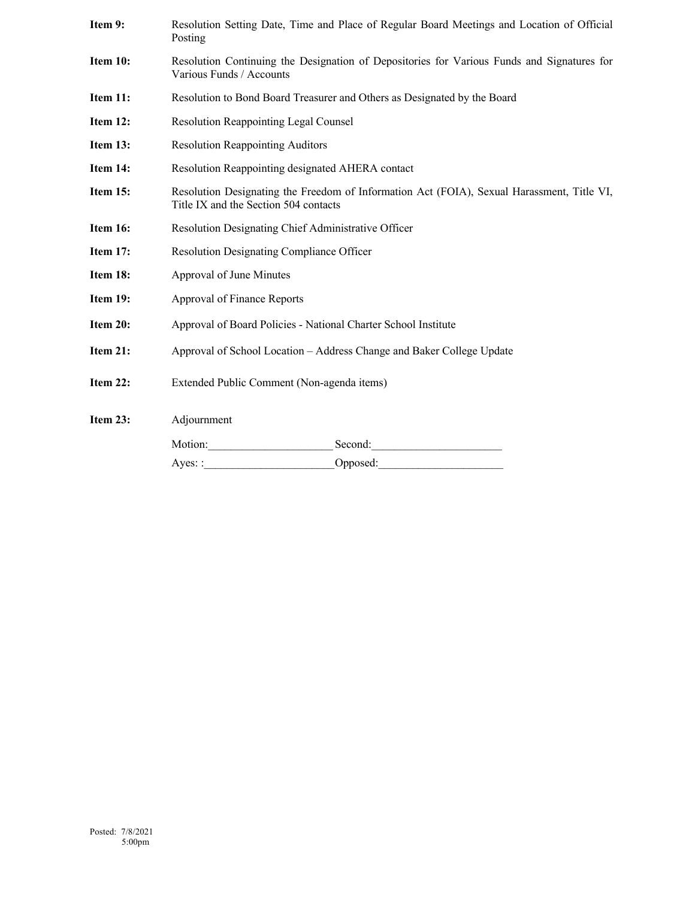**Item 9:** Resolution Setting Date, Time and Place of Regular Board Meetings and Location of Official Posting

**Item 10:** Resolution Continuing the Designation of Depositories for Various Funds and Signatures for Various Funds / Accounts

**Item 11:** Resolution to Bond Board Treasurer and Others as Designated by the Board

**Item 12:** Resolution Reappointing Legal Counsel

**Item 13:** Resolution Reappointing Auditors

**Item 14:** Resolution Reappointing designated AHERA contact

**Item 15:** Resolution Designating the Freedom of Information Act (FOIA), Sexual Harassment, Title VI, Title IX and the Section 504 contacts

**Item 16:** Resolution Designating Chief Administrative Officer

**Item 17:** Resolution Designating Compliance Officer

**Item 18:** Approval of June Minutes

**Item 19:** Approval of Finance Reports

**Item 20:** Approval of Board Policies - National Charter School Institute

**Item 21:** Approval of School Location – Address Change and Baker College Update

**Item 22:** Extended Public Comment (Non-agenda items)

**Item 23:** Adjournment

Motion:_____________________ Second:______________________

Ayes: :______________________Opposed:_____________________

Posted: 7/8/2021
5:00pm